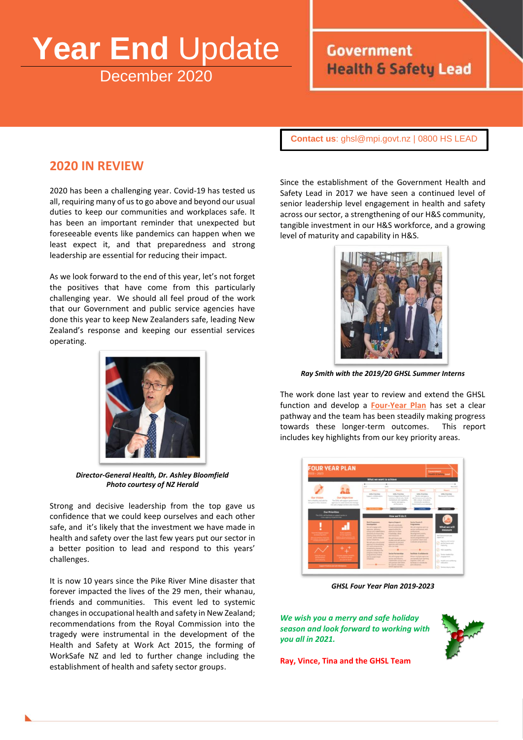# **Year End** Update

December 2020

Government Health & Safety Lead

**Contact us**: ghsl@mpi.govt.nz | 0800 HS LEAD

## 2020 IN REVIEW

2020 has been a challenging year. Covid-19 has tested us all, requiring many of us to go above and beyond our usual duties to keep our communities and workplaces safe. It has been an important reminder that unexpected but foreseeable events like pandemics can happen when we least expect it, and that preparedness and strong leadership are essential for reducing their impact.

As we look forward to the end of this year, let's not forget the positives that have come from this particularly challenging year. We should all feel proud of the work that our Government and public service agencies have done this year to keep New Zealanders safe, leading New Zealand's response and keeping our essential services operating.

***Director-General Health, Dr. Ashley Bloomfield***
***Photo courtesy of NZ Herald***

Strong and decisive leadership from the top gave us confidence that we could keep ourselves and each other safe, and it's likely that the investment we have made in health and safety over the last few years put our sector in a better position to lead and respond to this years' challenges.

It is now 10 years since the Pike River Mine disaster that forever impacted the lives of the 29 men, their whanau, friends and communities. This event led to systemic changes in occupational health and safety in New Zealand; recommendations from the Royal Commission into the tragedy were instrumental in the development of the Health and Safety at Work Act 2015, the forming of WorkSafe NZ and led to further change including the establishment of health and safety sector groups.

Since the establishment of the Government Health and Safety Lead in 2017 we have seen a continued level of senior leadership level engagement in health and safety across our sector, a strengthening of our H&S community, tangible investment in our H&S workforce, and a growing level of maturity and capability in H&S.

***Ray Smith with the 2019/20 GHSL Summer Interns***

The work done last year to review and extend the GHSL function and develop a **Four-Year Plan** has set a clear pathway and the team has been steadily making progress towards these longer-term outcomes. This report includes key highlights from our key priority areas.

***GHSL Four Year Plan 2019-2023***

***We wish you a merry and safe holiday season and look forward to working with you all in 2021.***

**Ray, Vince, Tina and the GHSL Team**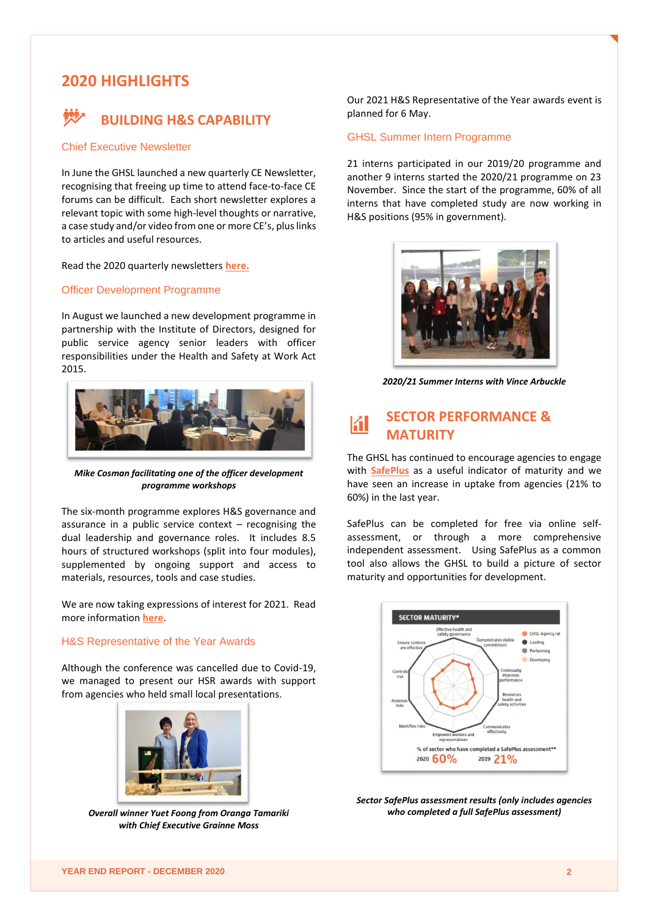# 2020 HIGHLIGHTS

## BUILDING H&S CAPABILITY

### Chief Executive Newsletter

In June the GHSL launched a new quarterly CE Newsletter, recognising that freeing up time to attend face-to-face CE forums can be difficult. Each short newsletter explores a relevant topic with some high-level thoughts or narrative, a case study and/or video from one or more CE's, plus links to articles and useful resources.

Read the 2020 quarterly newsletters **here.**

### Officer Development Programme

In August we launched a new development programme in partnership with the Institute of Directors, designed for public service agency senior leaders with officer responsibilities under the Health and Safety at Work Act 2015.

***Mike Cosman facilitating one of the officer development programme workshops***

The six-month programme explores H&S governance and assurance in a public service context – recognising the dual leadership and governance roles. It includes 8.5 hours of structured workshops (split into four modules), supplemented by ongoing support and access to materials, resources, tools and case studies.

We are now taking expressions of interest for 2021. Read more information **here**.

### H&S Representative of the Year Awards

Although the conference was cancelled due to Covid-19, we managed to present our HSR awards with support from agencies who held small local presentations.

***Overall winner Yuet Foong from Oranga Tamariki with Chief Executive Grainne Moss***

Our 2021 H&S Representative of the Year awards event is planned for 6 May.

### GHSL Summer Intern Programme

21 interns participated in our 2019/20 programme and another 9 interns started the 2020/21 programme on 23 November. Since the start of the programme, 60% of all interns that have completed study are now working in H&S positions (95% in government).

***2020/21 Summer Interns with Vince Arbuckle***

## SECTOR PERFORMANCE & MATURITY

The GHSL has continued to encourage agencies to engage with **SafePlus** as a useful indicator of maturity and we have seen an increase in uptake from agencies (21% to 60%) in the last year.

SafePlus can be completed for free via online self-assessment, or through a more comprehensive independent assessment. Using SafePlus as a common tool also allows the GHSL to build a picture of sector maturity and opportunities for development.

***Sector SafePlus assessment results (only includes agencies who completed a full SafePlus assessment)***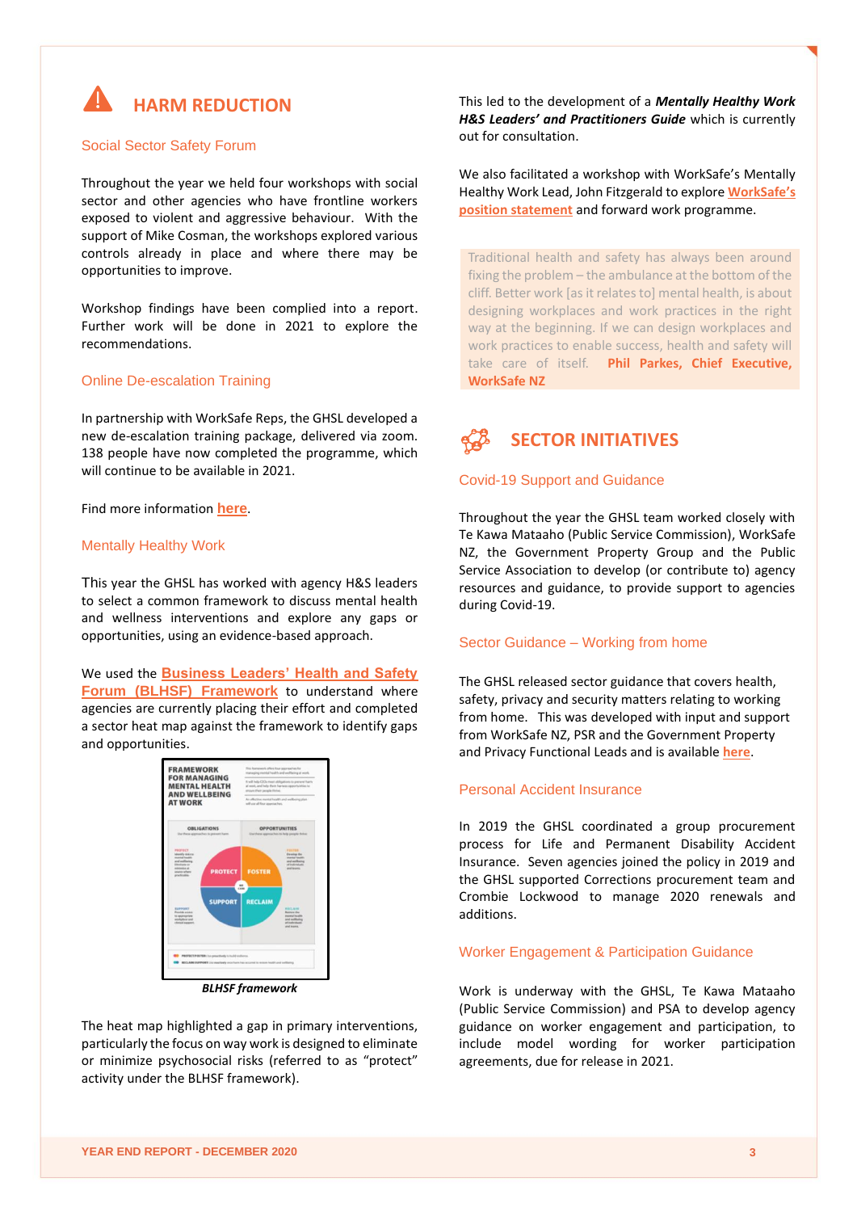# HARM REDUCTION

## Social Sector Safety Forum

Throughout the year we held four workshops with social sector and other agencies who have frontline workers exposed to violent and aggressive behaviour. With the support of Mike Cosman, the workshops explored various controls already in place and where there may be opportunities to improve.

Workshop findings have been complied into a report. Further work will be done in 2021 to explore the recommendations.

## Online De-escalation Training

In partnership with WorkSafe Reps, the GHSL developed a new de-escalation training package, delivered via zoom. 138 people have now completed the programme, which will continue to be available in 2021.

Find more information **here**.

## Mentally Healthy Work

This year the GHSL has worked with agency H&S leaders to select a common framework to discuss mental health and wellness interventions and explore any gaps or opportunities, using an evidence-based approach.

We used the **Business Leaders' Health and Safety Forum (BLHSF) Framework** to understand where agencies are currently placing their effort and completed a sector heat map against the framework to identify gaps and opportunities.

FRAMEWORK FOR MANAGING MENTAL HEALTH AND WELLBEING AT WORK

OBLIGATIONS

OPPORTUNITIES

PROTECT

FOSTER

SUPPORT

RECLAIM

***BLHSF framework***

The heat map highlighted a gap in primary interventions, particularly the focus on way work is designed to eliminate or minimize psychosocial risks (referred to as "protect" activity under the BLHSF framework).

This led to the development of a ***Mentally Healthy Work H&S Leaders' and Practitioners Guide*** which is currently out for consultation.

We also facilitated a workshop with WorkSafe's Mentally Healthy Work Lead, John Fitzgerald to explore **WorkSafe's position statement** and forward work programme.

> Traditional health and safety has always been around fixing the problem – the ambulance at the bottom of the cliff. Better work [as it relates to] mental health, is about designing workplaces and work practices in the right way at the beginning. If we can design workplaces and work practices to enable success, health and safety will take care of itself. **Phil Parkes, Chief Executive, WorkSafe NZ**

# SECTOR INITIATIVES

## Covid-19 Support and Guidance

Throughout the year the GHSL team worked closely with Te Kawa Mataaho (Public Service Commission), WorkSafe NZ, the Government Property Group and the Public Service Association to develop (or contribute to) agency resources and guidance, to provide support to agencies during Covid-19.

## Sector Guidance – Working from home

The GHSL released sector guidance that covers health, safety, privacy and security matters relating to working from home. This was developed with input and support from WorkSafe NZ, PSR and the Government Property and Privacy Functional Leads and is available **here**.

## Personal Accident Insurance

In 2019 the GHSL coordinated a group procurement process for Life and Permanent Disability Accident Insurance. Seven agencies joined the policy in 2019 and the GHSL supported Corrections procurement team and Crombie Lockwood to manage 2020 renewals and additions.

## Worker Engagement & Participation Guidance

Work is underway with the GHSL, Te Kawa Mataaho (Public Service Commission) and PSA to develop agency guidance on worker engagement and participation, to include model wording for worker participation agreements, due for release in 2021.